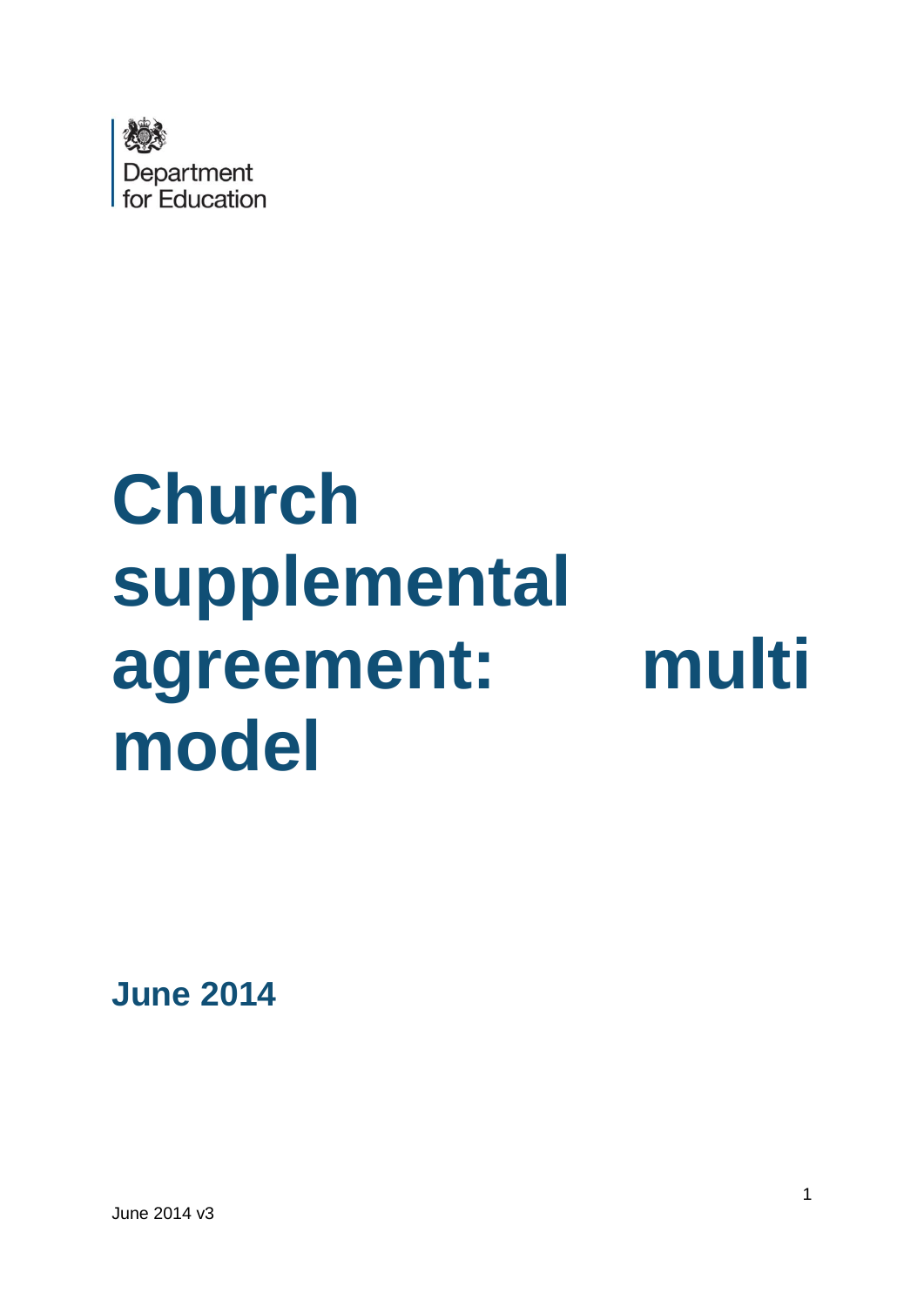Department for Education

# Church supplemental agreement: multi model

**June 2014**

June 2014 v3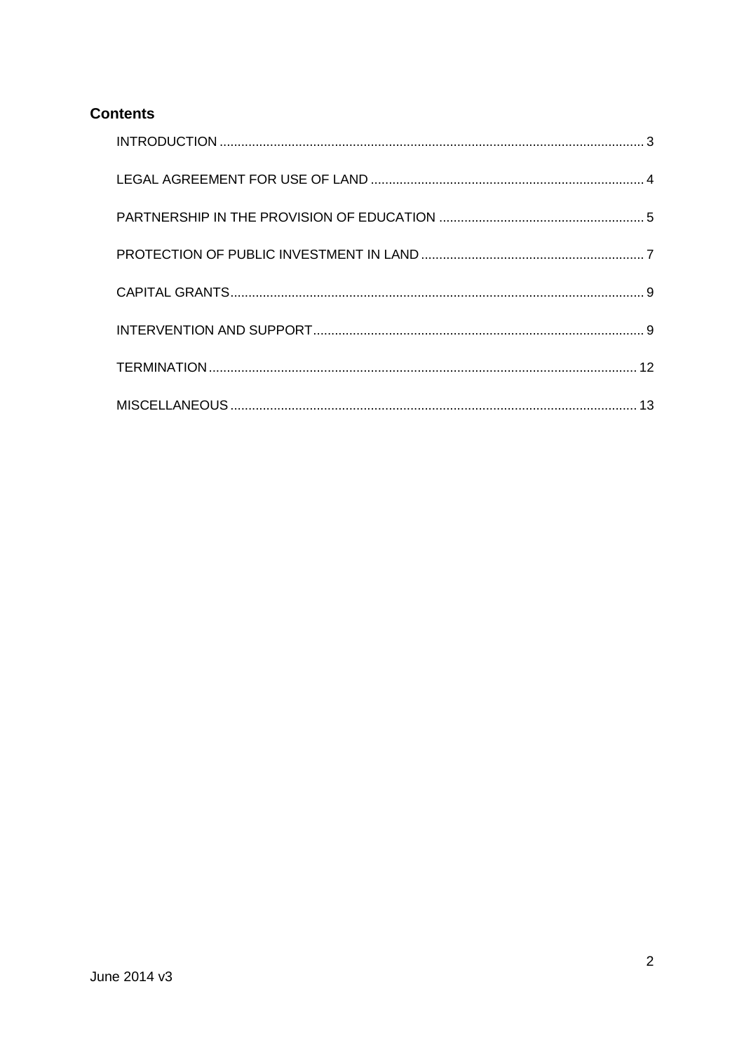## Contents

INTRODUCTION ..................................................... 3

LEGAL AGREEMENT FOR USE OF LAND ..................................................... 4

PARTNERSHIP IN THE PROVISION OF EDUCATION ..................................................... 5

PROTECTION OF PUBLIC INVESTMENT IN LAND ..................................................... 7

CAPITAL GRANTS ..................................................... 9

INTERVENTION AND SUPPORT ..................................................... 9

TERMINATION ..................................................... 12

MISCELLANEOUS ..................................................... 13

June 2014 v3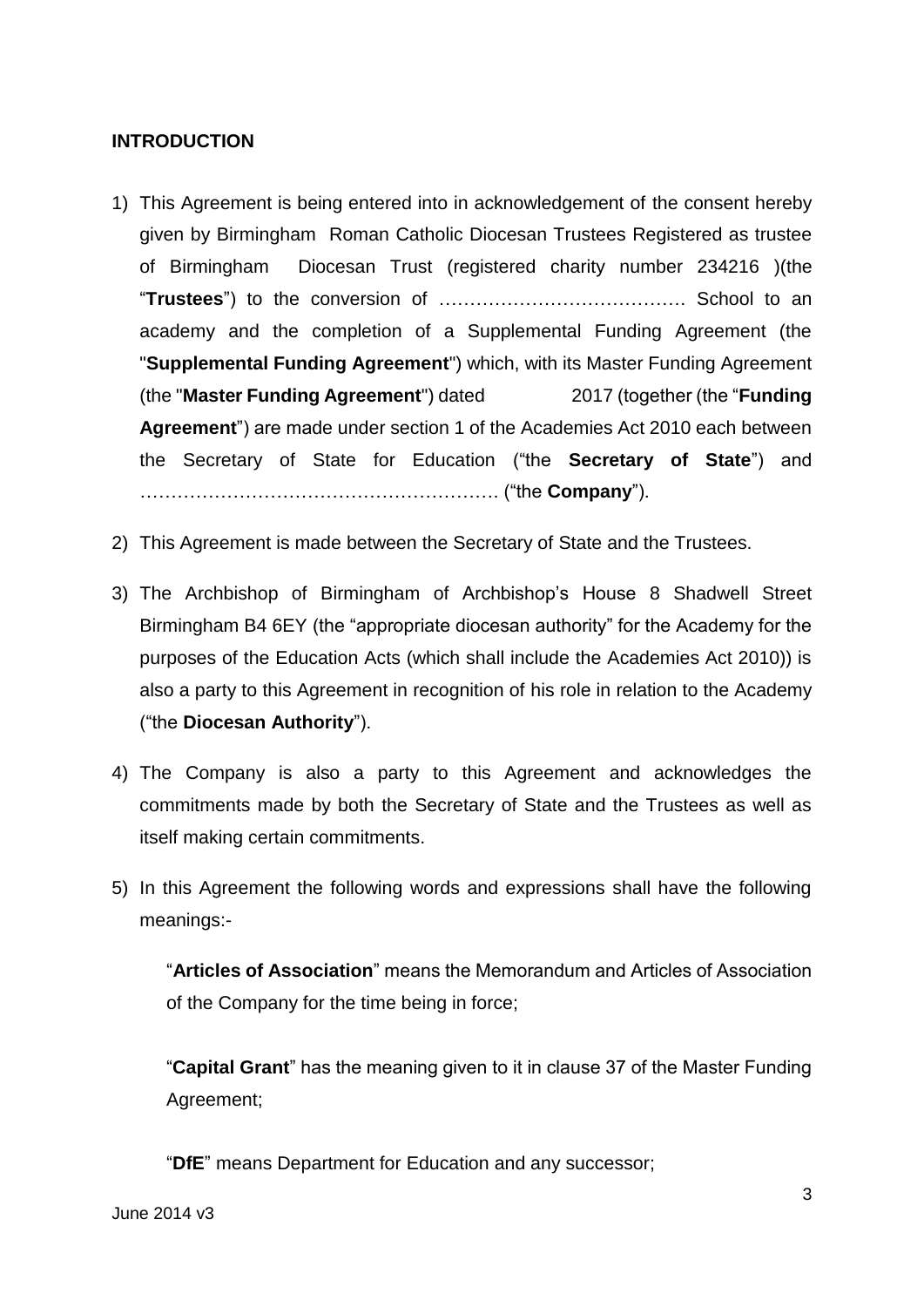**INTRODUCTION**

1) This Agreement is being entered into in acknowledgement of the consent hereby given by Birmingham Roman Catholic Diocesan Trustees Registered as trustee of Birmingham Diocesan Trust (registered charity number 234216 )(the "**Trustees**") to the conversion of …………………………………. School to an academy and the completion of a Supplemental Funding Agreement (the "**Supplemental Funding Agreement**") which, with its Master Funding Agreement (the "**Master Funding Agreement**") dated 2017 (together (the "**Funding Agreement**") are made under section 1 of the Academies Act 2010 each between the Secretary of State for Education ("the **Secretary of State**") and ………………………………………………… ("the **Company**").

2) This Agreement is made between the Secretary of State and the Trustees.

3) The Archbishop of Birmingham of Archbishop's House 8 Shadwell Street Birmingham B4 6EY (the "appropriate diocesan authority" for the Academy for the purposes of the Education Acts (which shall include the Academies Act 2010)) is also a party to this Agreement in recognition of his role in relation to the Academy ("the **Diocesan Authority**").

4) The Company is also a party to this Agreement and acknowledges the commitments made by both the Secretary of State and the Trustees as well as itself making certain commitments.

5) In this Agreement the following words and expressions shall have the following meanings:-

   "**Articles of Association**" means the Memorandum and Articles of Association of the Company for the time being in force;

   "**Capital Grant**" has the meaning given to it in clause 37 of the Master Funding Agreement;

   "**DfE**" means Department for Education and any successor;

June 2014 v3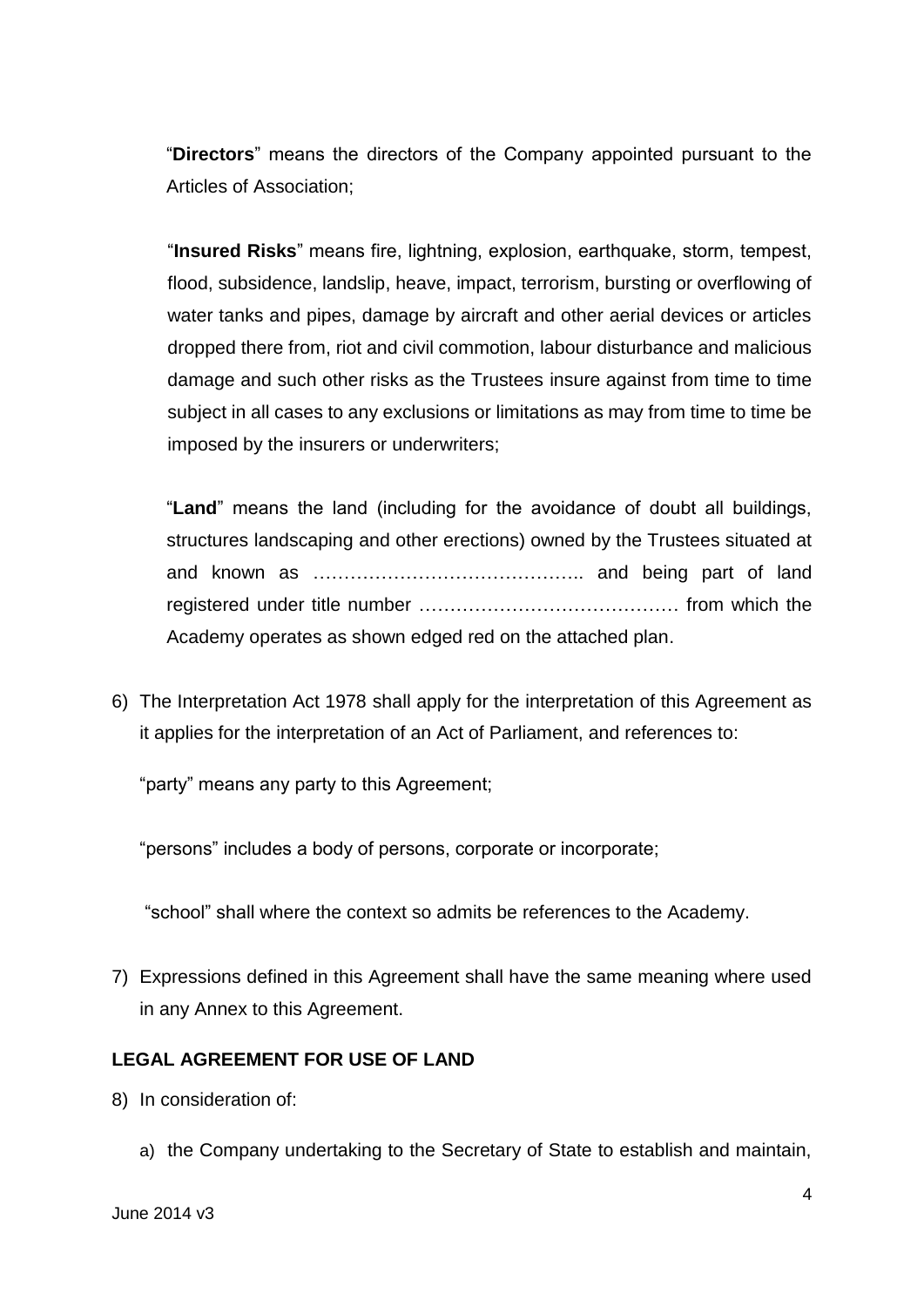"**Directors**" means the directors of the Company appointed pursuant to the Articles of Association;

"**Insured Risks**" means fire, lightning, explosion, earthquake, storm, tempest, flood, subsidence, landslip, heave, impact, terrorism, bursting or overflowing of water tanks and pipes, damage by aircraft and other aerial devices or articles dropped there from, riot and civil commotion, labour disturbance and malicious damage and such other risks as the Trustees insure against from time to time subject in all cases to any exclusions or limitations as may from time to time be imposed by the insurers or underwriters;

"**Land**" means the land (including for the avoidance of doubt all buildings, structures landscaping and other erections) owned by the Trustees situated at and known as …………………………………….. and being part of land registered under title number …………………………………… from which the Academy operates as shown edged red on the attached plan.

6) The Interpretation Act 1978 shall apply for the interpretation of this Agreement as it applies for the interpretation of an Act of Parliament, and references to:

   "party" means any party to this Agreement;

   "persons" includes a body of persons, corporate or incorporate;

   "school" shall where the context so admits be references to the Academy.

7) Expressions defined in this Agreement shall have the same meaning where used in any Annex to this Agreement.

**LEGAL AGREEMENT FOR USE OF LAND**

8) In consideration of:

   a) the Company undertaking to the Secretary of State to establish and maintain,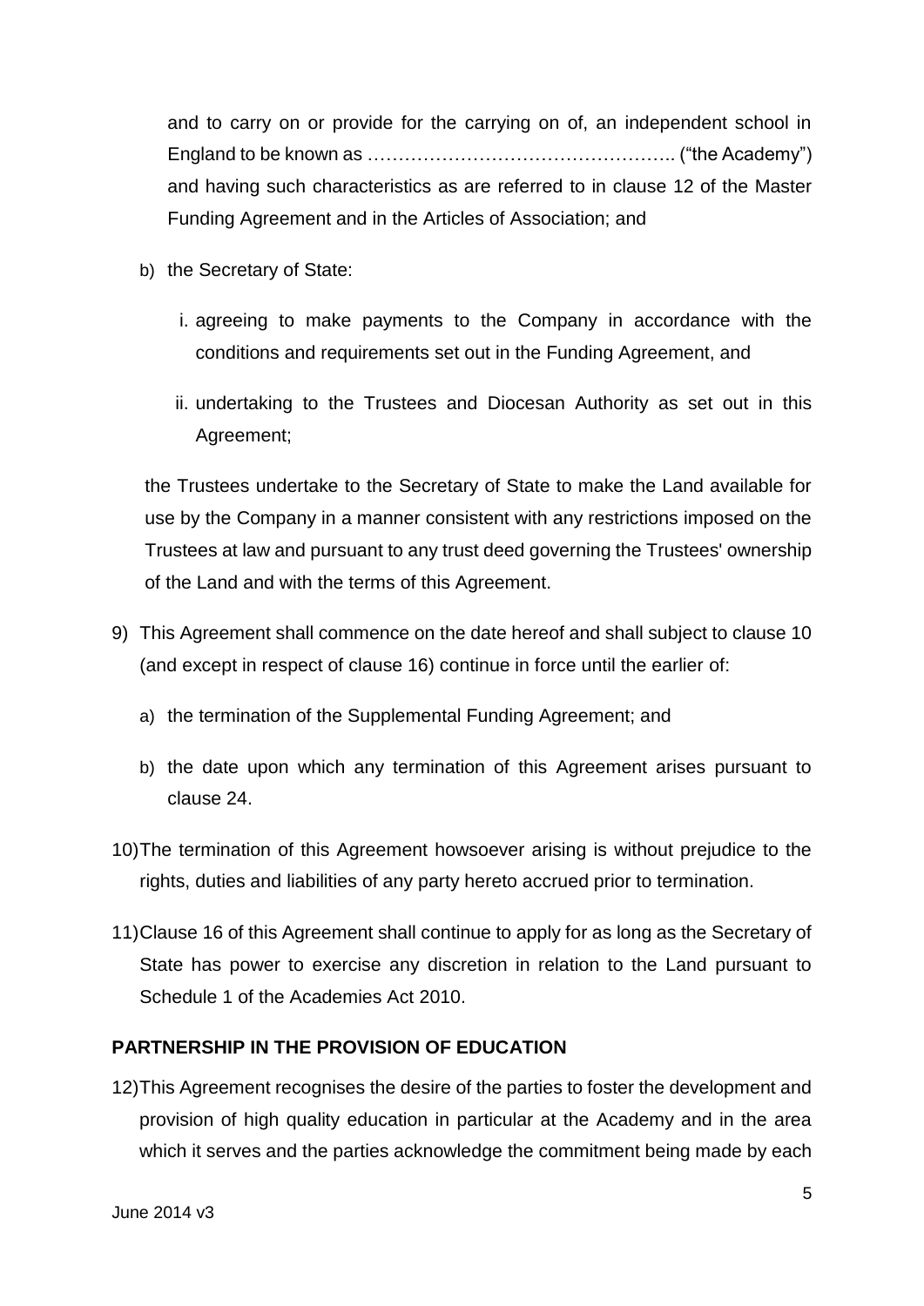and to carry on or provide for the carrying on of, an independent school in England to be known as ………………………………………….. ("the Academy") and having such characteristics as are referred to in clause 12 of the Master Funding Agreement and in the Articles of Association; and

b) the Secretary of State:

   i. agreeing to make payments to the Company in accordance with the conditions and requirements set out in the Funding Agreement, and

   ii. undertaking to the Trustees and Diocesan Authority as set out in this Agreement;

the Trustees undertake to the Secretary of State to make the Land available for use by the Company in a manner consistent with any restrictions imposed on the Trustees at law and pursuant to any trust deed governing the Trustees' ownership of the Land and with the terms of this Agreement.

9) This Agreement shall commence on the date hereof and shall subject to clause 10 (and except in respect of clause 16) continue in force until the earlier of:

   a) the termination of the Supplemental Funding Agreement; and

   b) the date upon which any termination of this Agreement arises pursuant to clause 24.

10) The termination of this Agreement howsoever arising is without prejudice to the rights, duties and liabilities of any party hereto accrued prior to termination.

11) Clause 16 of this Agreement shall continue to apply for as long as the Secretary of State has power to exercise any discretion in relation to the Land pursuant to Schedule 1 of the Academies Act 2010.

**PARTNERSHIP IN THE PROVISION OF EDUCATION**

12) This Agreement recognises the desire of the parties to foster the development and provision of high quality education in particular at the Academy and in the area which it serves and the parties acknowledge the commitment being made by each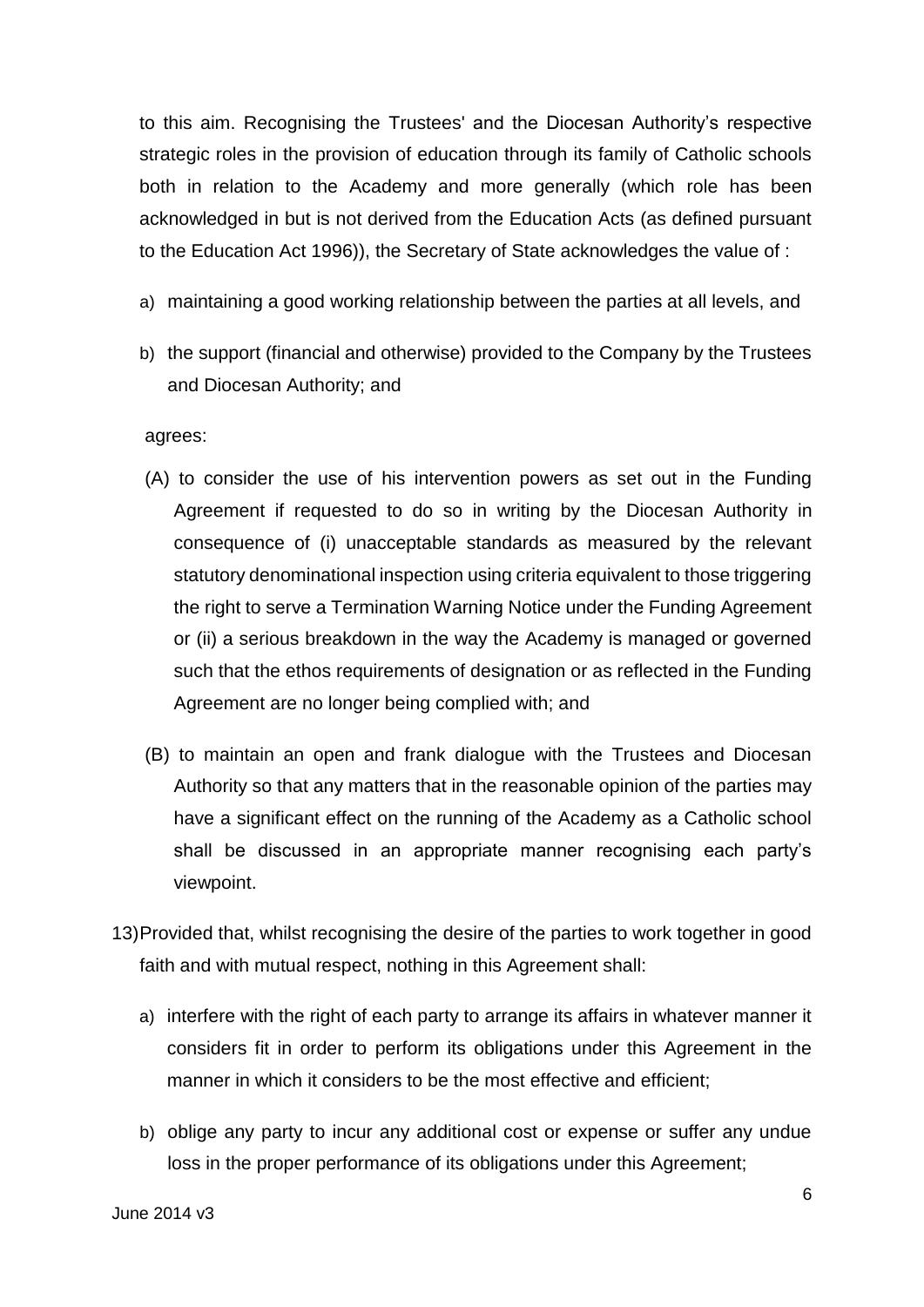to this aim. Recognising the Trustees' and the Diocesan Authority's respective strategic roles in the provision of education through its family of Catholic schools both in relation to the Academy and more generally (which role has been acknowledged in but is not derived from the Education Acts (as defined pursuant to the Education Act 1996)), the Secretary of State acknowledges the value of :

a) maintaining a good working relationship between the parties at all levels, and

b) the support (financial and otherwise) provided to the Company by the Trustees and Diocesan Authority; and

agrees:

(A) to consider the use of his intervention powers as set out in the Funding Agreement if requested to do so in writing by the Diocesan Authority in consequence of (i) unacceptable standards as measured by the relevant statutory denominational inspection using criteria equivalent to those triggering the right to serve a Termination Warning Notice under the Funding Agreement or (ii) a serious breakdown in the way the Academy is managed or governed such that the ethos requirements of designation or as reflected in the Funding Agreement are no longer being complied with; and

(B) to maintain an open and frank dialogue with the Trustees and Diocesan Authority so that any matters that in the reasonable opinion of the parties may have a significant effect on the running of the Academy as a Catholic school shall be discussed in an appropriate manner recognising each party's viewpoint.

13) Provided that, whilst recognising the desire of the parties to work together in good faith and with mutual respect, nothing in this Agreement shall:

a) interfere with the right of each party to arrange its affairs in whatever manner it considers fit in order to perform its obligations under this Agreement in the manner in which it considers to be the most effective and efficient;

b) oblige any party to incur any additional cost or expense or suffer any undue loss in the proper performance of its obligations under this Agreement;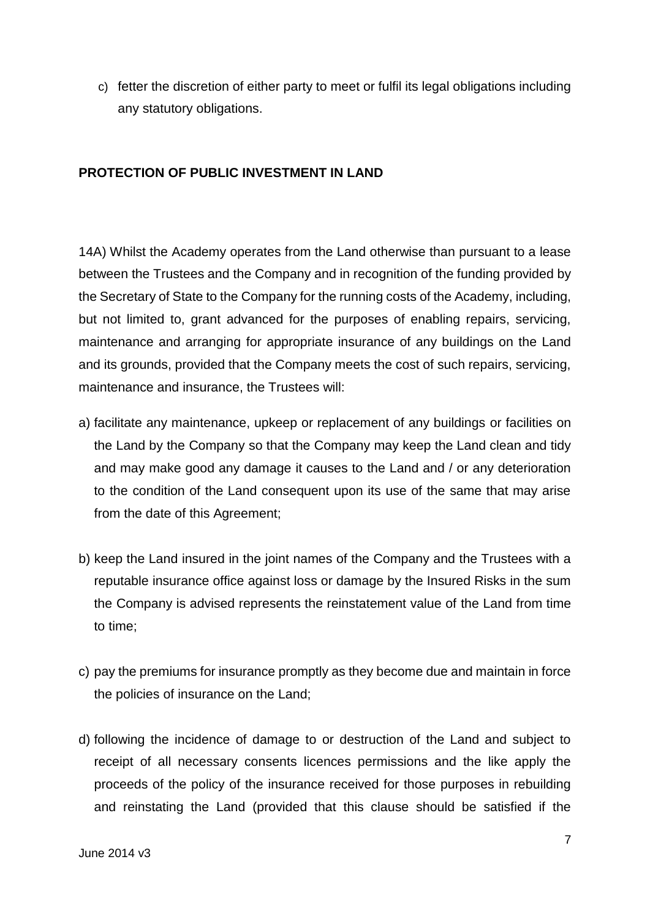c) fetter the discretion of either party to meet or fulfil its legal obligations including any statutory obligations.

**PROTECTION OF PUBLIC INVESTMENT IN LAND**

14A) Whilst the Academy operates from the Land otherwise than pursuant to a lease between the Trustees and the Company and in recognition of the funding provided by the Secretary of State to the Company for the running costs of the Academy, including, but not limited to, grant advanced for the purposes of enabling repairs, servicing, maintenance and arranging for appropriate insurance of any buildings on the Land and its grounds, provided that the Company meets the cost of such repairs, servicing, maintenance and insurance, the Trustees will:

a) facilitate any maintenance, upkeep or replacement of any buildings or facilities on the Land by the Company so that the Company may keep the Land clean and tidy and may make good any damage it causes to the Land and / or any deterioration to the condition of the Land consequent upon its use of the same that may arise from the date of this Agreement;

b) keep the Land insured in the joint names of the Company and the Trustees with a reputable insurance office against loss or damage by the Insured Risks in the sum the Company is advised represents the reinstatement value of the Land from time to time;

c) pay the premiums for insurance promptly as they become due and maintain in force the policies of insurance on the Land;

d) following the incidence of damage to or destruction of the Land and subject to receipt of all necessary consents licences permissions and the like apply the proceeds of the policy of the insurance received for those purposes in rebuilding and reinstating the Land (provided that this clause should be satisfied if the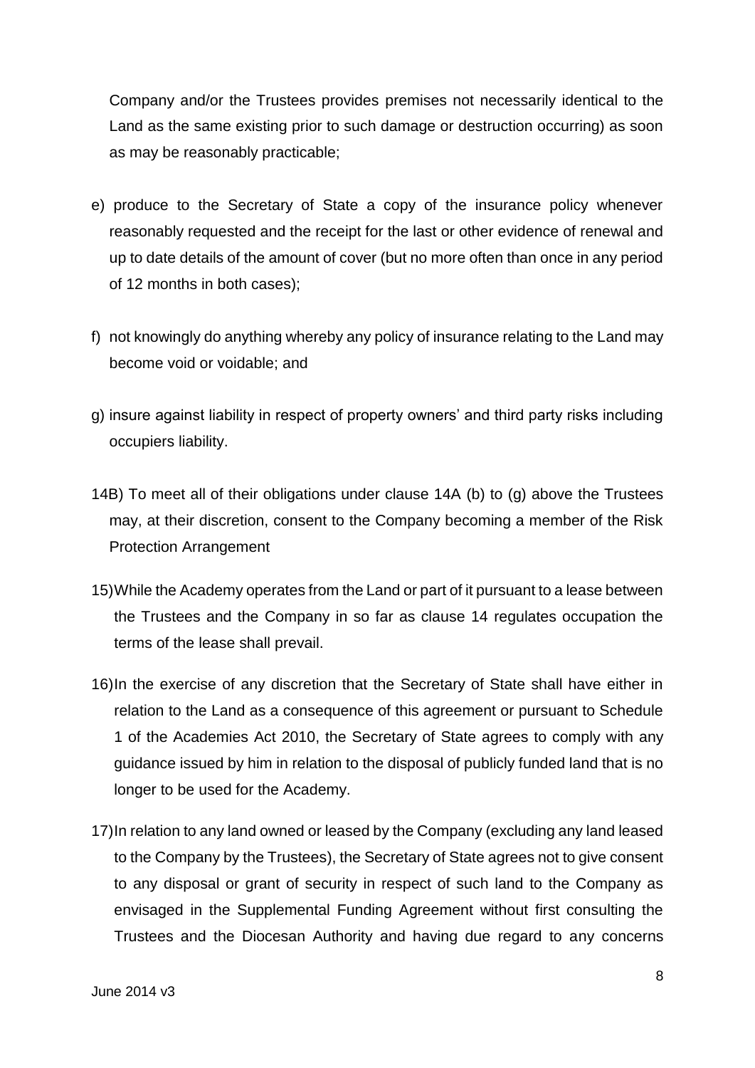Company and/or the Trustees provides premises not necessarily identical to the Land as the same existing prior to such damage or destruction occurring) as soon as may be reasonably practicable;

e) produce to the Secretary of State a copy of the insurance policy whenever reasonably requested and the receipt for the last or other evidence of renewal and up to date details of the amount of cover (but no more often than once in any period of 12 months in both cases);

f) not knowingly do anything whereby any policy of insurance relating to the Land may become void or voidable; and

g) insure against liability in respect of property owners' and third party risks including occupiers liability.

14B) To meet all of their obligations under clause 14A (b) to (g) above the Trustees may, at their discretion, consent to the Company becoming a member of the Risk Protection Arrangement

15) While the Academy operates from the Land or part of it pursuant to a lease between the Trustees and the Company in so far as clause 14 regulates occupation the terms of the lease shall prevail.

16) In the exercise of any discretion that the Secretary of State shall have either in relation to the Land as a consequence of this agreement or pursuant to Schedule 1 of the Academies Act 2010, the Secretary of State agrees to comply with any guidance issued by him in relation to the disposal of publicly funded land that is no longer to be used for the Academy.

17) In relation to any land owned or leased by the Company (excluding any land leased to the Company by the Trustees), the Secretary of State agrees not to give consent to any disposal or grant of security in respect of such land to the Company as envisaged in the Supplemental Funding Agreement without first consulting the Trustees and the Diocesan Authority and having due regard to any concerns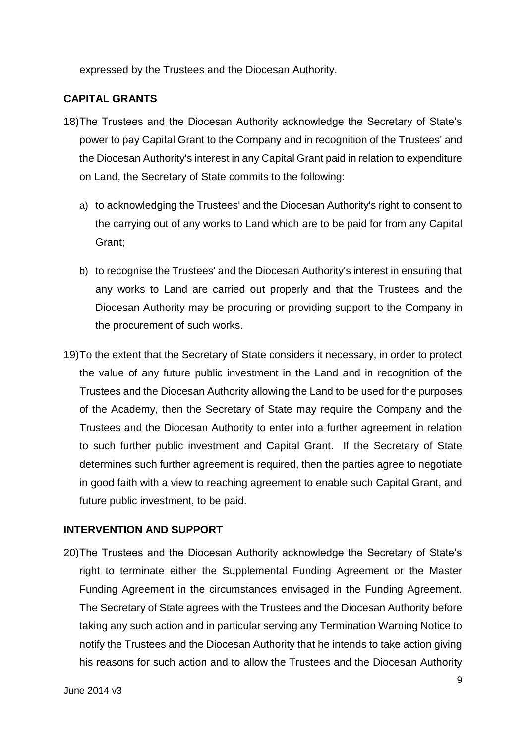expressed by the Trustees and the Diocesan Authority.

## CAPITAL GRANTS

18) The Trustees and the Diocesan Authority acknowledge the Secretary of State's power to pay Capital Grant to the Company and in recognition of the Trustees' and the Diocesan Authority's interest in any Capital Grant paid in relation to expenditure on Land, the Secretary of State commits to the following:

   a) to acknowledging the Trustees' and the Diocesan Authority's right to consent to the carrying out of any works to Land which are to be paid for from any Capital Grant;

   b) to recognise the Trustees' and the Diocesan Authority's interest in ensuring that any works to Land are carried out properly and that the Trustees and the Diocesan Authority may be procuring or providing support to the Company in the procurement of such works.

19) To the extent that the Secretary of State considers it necessary, in order to protect the value of any future public investment in the Land and in recognition of the Trustees and the Diocesan Authority allowing the Land to be used for the purposes of the Academy, then the Secretary of State may require the Company and the Trustees and the Diocesan Authority to enter into a further agreement in relation to such further public investment and Capital Grant. If the Secretary of State determines such further agreement is required, then the parties agree to negotiate in good faith with a view to reaching agreement to enable such Capital Grant, and future public investment, to be paid.

## INTERVENTION AND SUPPORT

20) The Trustees and the Diocesan Authority acknowledge the Secretary of State's right to terminate either the Supplemental Funding Agreement or the Master Funding Agreement in the circumstances envisaged in the Funding Agreement. The Secretary of State agrees with the Trustees and the Diocesan Authority before taking any such action and in particular serving any Termination Warning Notice to notify the Trustees and the Diocesan Authority that he intends to take action giving his reasons for such action and to allow the Trustees and the Diocesan Authority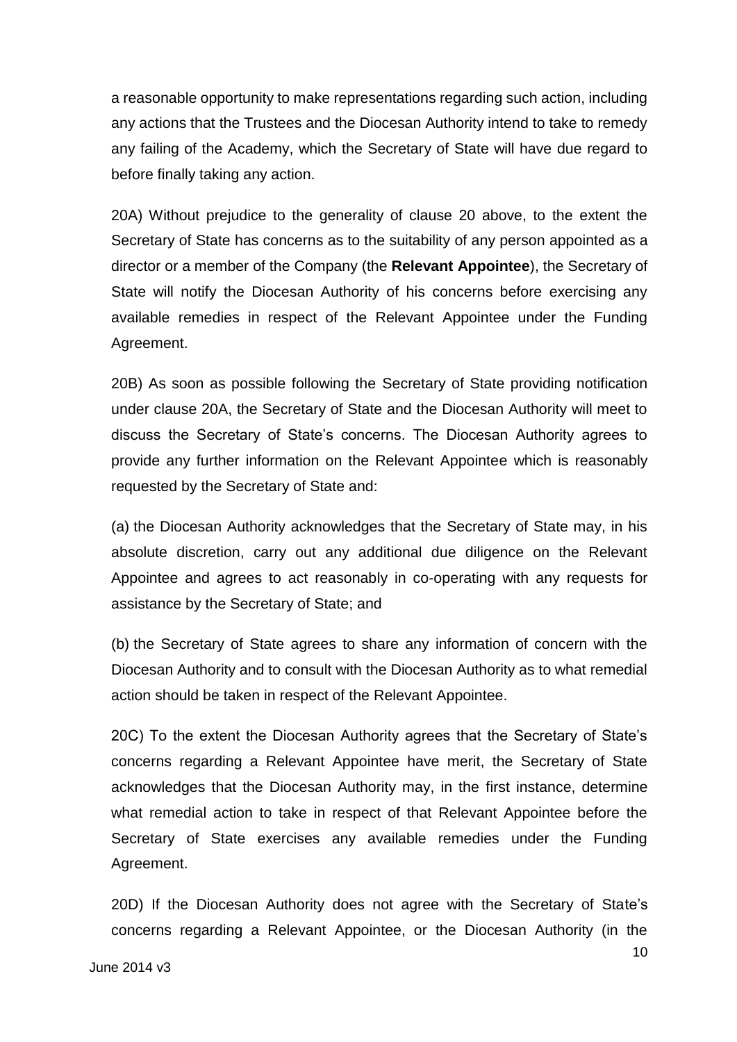a reasonable opportunity to make representations regarding such action, including any actions that the Trustees and the Diocesan Authority intend to take to remedy any failing of the Academy, which the Secretary of State will have due regard to before finally taking any action.

20A) Without prejudice to the generality of clause 20 above, to the extent the Secretary of State has concerns as to the suitability of any person appointed as a director or a member of the Company (the **Relevant Appointee**), the Secretary of State will notify the Diocesan Authority of his concerns before exercising any available remedies in respect of the Relevant Appointee under the Funding Agreement.

20B) As soon as possible following the Secretary of State providing notification under clause 20A, the Secretary of State and the Diocesan Authority will meet to discuss the Secretary of State's concerns. The Diocesan Authority agrees to provide any further information on the Relevant Appointee which is reasonably requested by the Secretary of State and:

(a) the Diocesan Authority acknowledges that the Secretary of State may, in his absolute discretion, carry out any additional due diligence on the Relevant Appointee and agrees to act reasonably in co-operating with any requests for assistance by the Secretary of State; and

(b) the Secretary of State agrees to share any information of concern with the Diocesan Authority and to consult with the Diocesan Authority as to what remedial action should be taken in respect of the Relevant Appointee.

20C) To the extent the Diocesan Authority agrees that the Secretary of State's concerns regarding a Relevant Appointee have merit, the Secretary of State acknowledges that the Diocesan Authority may, in the first instance, determine what remedial action to take in respect of that Relevant Appointee before the Secretary of State exercises any available remedies under the Funding Agreement.

20D) If the Diocesan Authority does not agree with the Secretary of State's concerns regarding a Relevant Appointee, or the Diocesan Authority (in the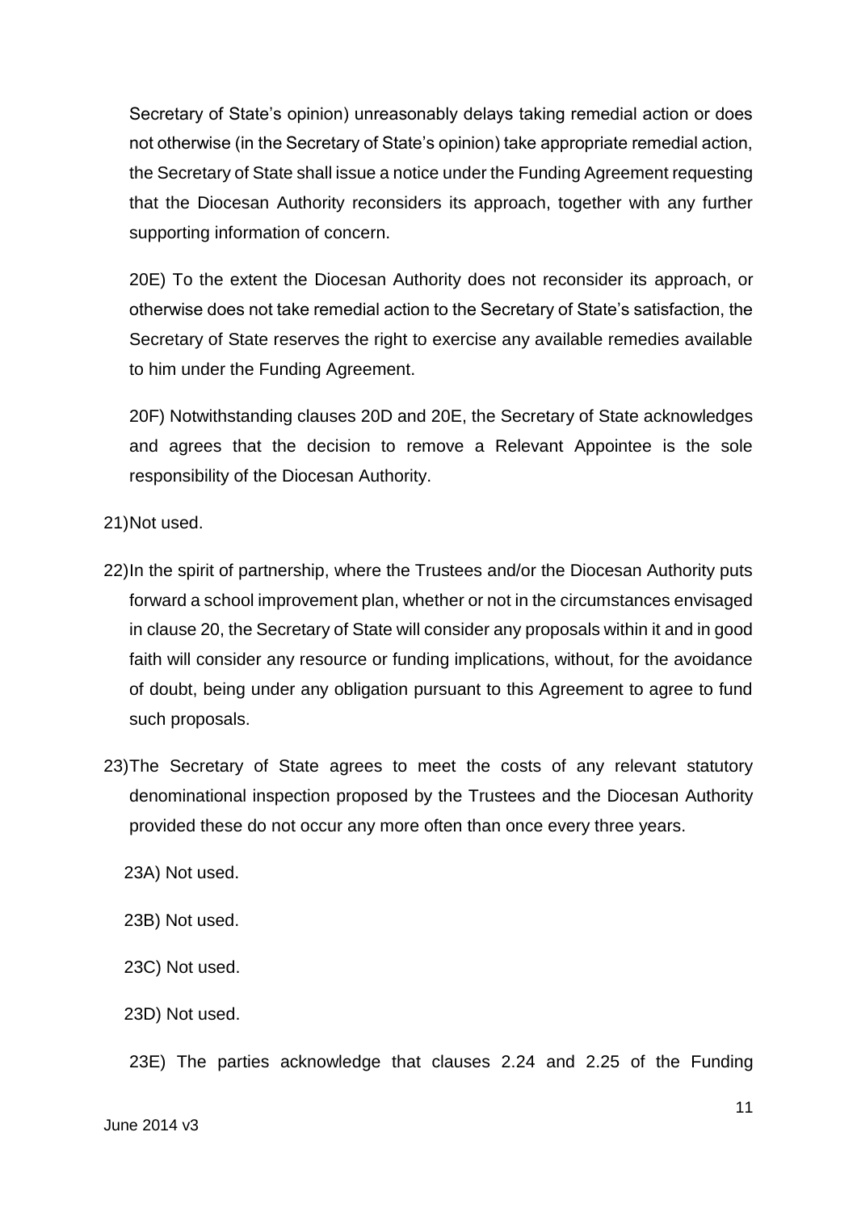Secretary of State's opinion) unreasonably delays taking remedial action or does not otherwise (in the Secretary of State's opinion) take appropriate remedial action, the Secretary of State shall issue a notice under the Funding Agreement requesting that the Diocesan Authority reconsiders its approach, together with any further supporting information of concern.

20E) To the extent the Diocesan Authority does not reconsider its approach, or otherwise does not take remedial action to the Secretary of State's satisfaction, the Secretary of State reserves the right to exercise any available remedies available to him under the Funding Agreement.

20F) Notwithstanding clauses 20D and 20E, the Secretary of State acknowledges and agrees that the decision to remove a Relevant Appointee is the sole responsibility of the Diocesan Authority.

21) Not used.

22) In the spirit of partnership, where the Trustees and/or the Diocesan Authority puts forward a school improvement plan, whether or not in the circumstances envisaged in clause 20, the Secretary of State will consider any proposals within it and in good faith will consider any resource or funding implications, without, for the avoidance of doubt, being under any obligation pursuant to this Agreement to agree to fund such proposals.

23) The Secretary of State agrees to meet the costs of any relevant statutory denominational inspection proposed by the Trustees and the Diocesan Authority provided these do not occur any more often than once every three years.

23A) Not used.

23B) Not used.

23C) Not used.

23D) Not used.

23E) The parties acknowledge that clauses 2.24 and 2.25 of the Funding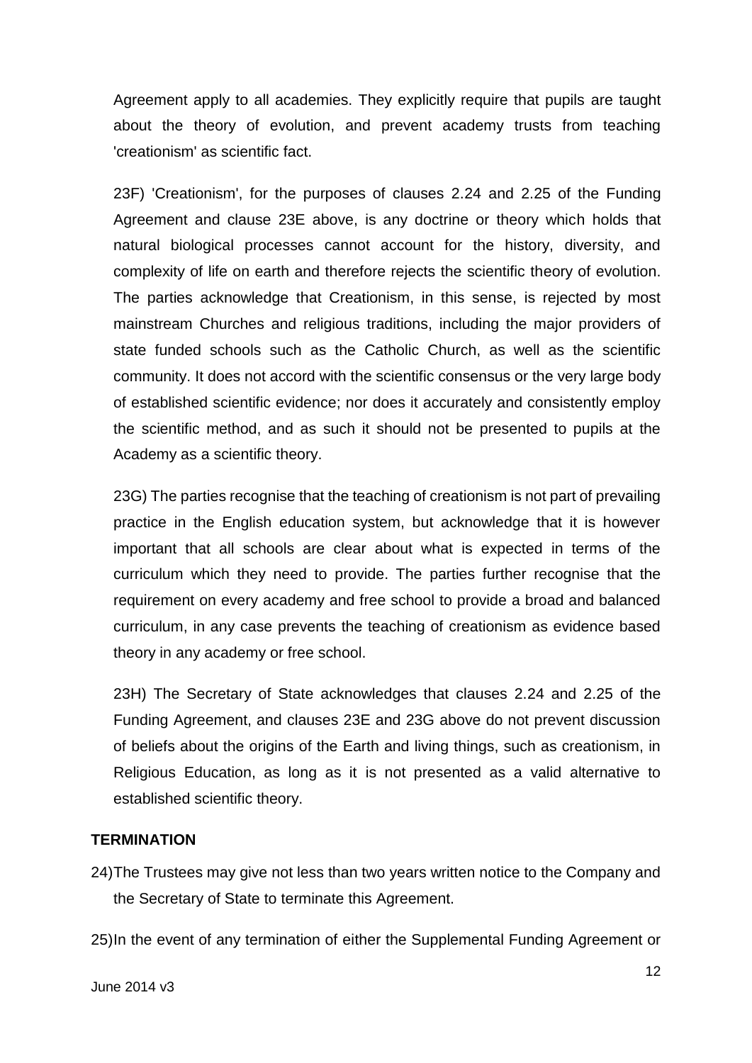Agreement apply to all academies. They explicitly require that pupils are taught about the theory of evolution, and prevent academy trusts from teaching 'creationism' as scientific fact.

23F) 'Creationism', for the purposes of clauses 2.24 and 2.25 of the Funding Agreement and clause 23E above, is any doctrine or theory which holds that natural biological processes cannot account for the history, diversity, and complexity of life on earth and therefore rejects the scientific theory of evolution. The parties acknowledge that Creationism, in this sense, is rejected by most mainstream Churches and religious traditions, including the major providers of state funded schools such as the Catholic Church, as well as the scientific community. It does not accord with the scientific consensus or the very large body of established scientific evidence; nor does it accurately and consistently employ the scientific method, and as such it should not be presented to pupils at the Academy as a scientific theory.

23G) The parties recognise that the teaching of creationism is not part of prevailing practice in the English education system, but acknowledge that it is however important that all schools are clear about what is expected in terms of the curriculum which they need to provide. The parties further recognise that the requirement on every academy and free school to provide a broad and balanced curriculum, in any case prevents the teaching of creationism as evidence based theory in any academy or free school.

23H) The Secretary of State acknowledges that clauses 2.24 and 2.25 of the Funding Agreement, and clauses 23E and 23G above do not prevent discussion of beliefs about the origins of the Earth and living things, such as creationism, in Religious Education, as long as it is not presented as a valid alternative to established scientific theory.

**TERMINATION**

24) The Trustees may give not less than two years written notice to the Company and the Secretary of State to terminate this Agreement.

25) In the event of any termination of either the Supplemental Funding Agreement or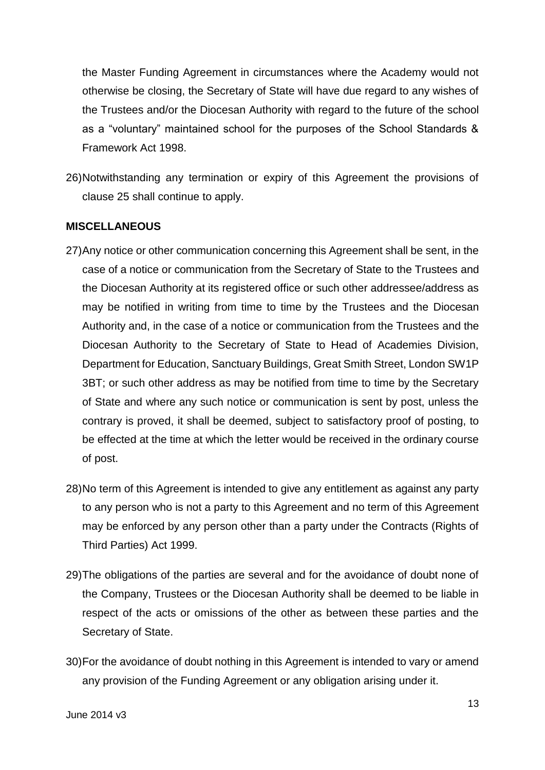the Master Funding Agreement in circumstances where the Academy would not otherwise be closing, the Secretary of State will have due regard to any wishes of the Trustees and/or the Diocesan Authority with regard to the future of the school as a "voluntary" maintained school for the purposes of the School Standards & Framework Act 1998.

26) Notwithstanding any termination or expiry of this Agreement the provisions of clause 25 shall continue to apply.

**MISCELLANEOUS**

27) Any notice or other communication concerning this Agreement shall be sent, in the case of a notice or communication from the Secretary of State to the Trustees and the Diocesan Authority at its registered office or such other addressee/address as may be notified in writing from time to time by the Trustees and the Diocesan Authority and, in the case of a notice or communication from the Trustees and the Diocesan Authority to the Secretary of State to Head of Academies Division, Department for Education, Sanctuary Buildings, Great Smith Street, London SW1P 3BT; or such other address as may be notified from time to time by the Secretary of State and where any such notice or communication is sent by post, unless the contrary is proved, it shall be deemed, subject to satisfactory proof of posting, to be effected at the time at which the letter would be received in the ordinary course of post.

28) No term of this Agreement is intended to give any entitlement as against any party to any person who is not a party to this Agreement and no term of this Agreement may be enforced by any person other than a party under the Contracts (Rights of Third Parties) Act 1999.

29) The obligations of the parties are several and for the avoidance of doubt none of the Company, Trustees or the Diocesan Authority shall be deemed to be liable in respect of the acts or omissions of the other as between these parties and the Secretary of State.

30) For the avoidance of doubt nothing in this Agreement is intended to vary or amend any provision of the Funding Agreement or any obligation arising under it.

June 2014 v3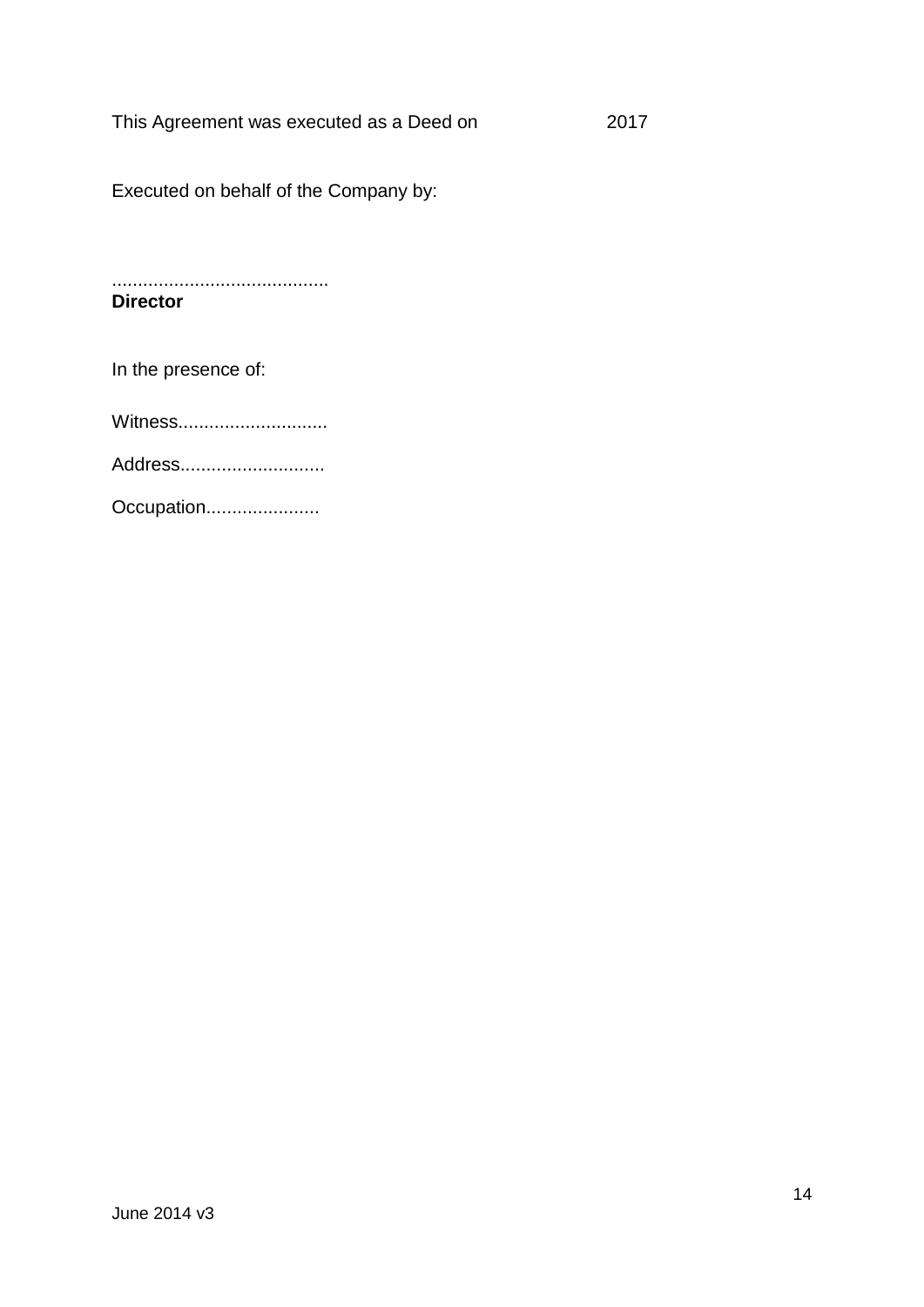This Agreement was executed as a Deed on                    2017

Executed on behalf of the Company by:

..........................................
**Director**

In the presence of:

Witness.............................

Address............................

Occupation......................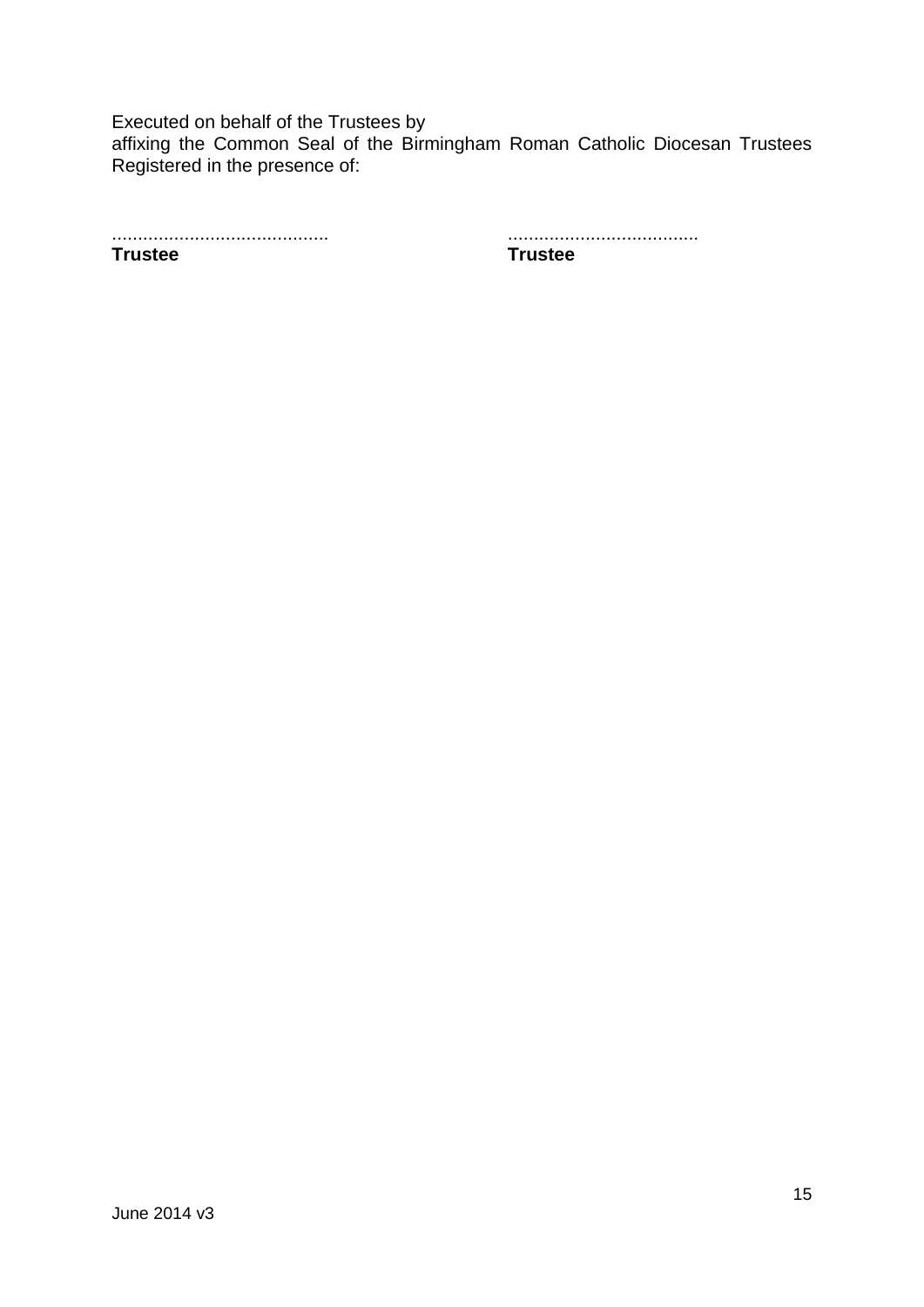Executed on behalf of the Trustees by
affixing the Common Seal of the Birmingham Roman Catholic Diocesan Trustees Registered in the presence of:

.........................................                    ....................................
**Trustee**                                                      **Trustee**

June 2014 v3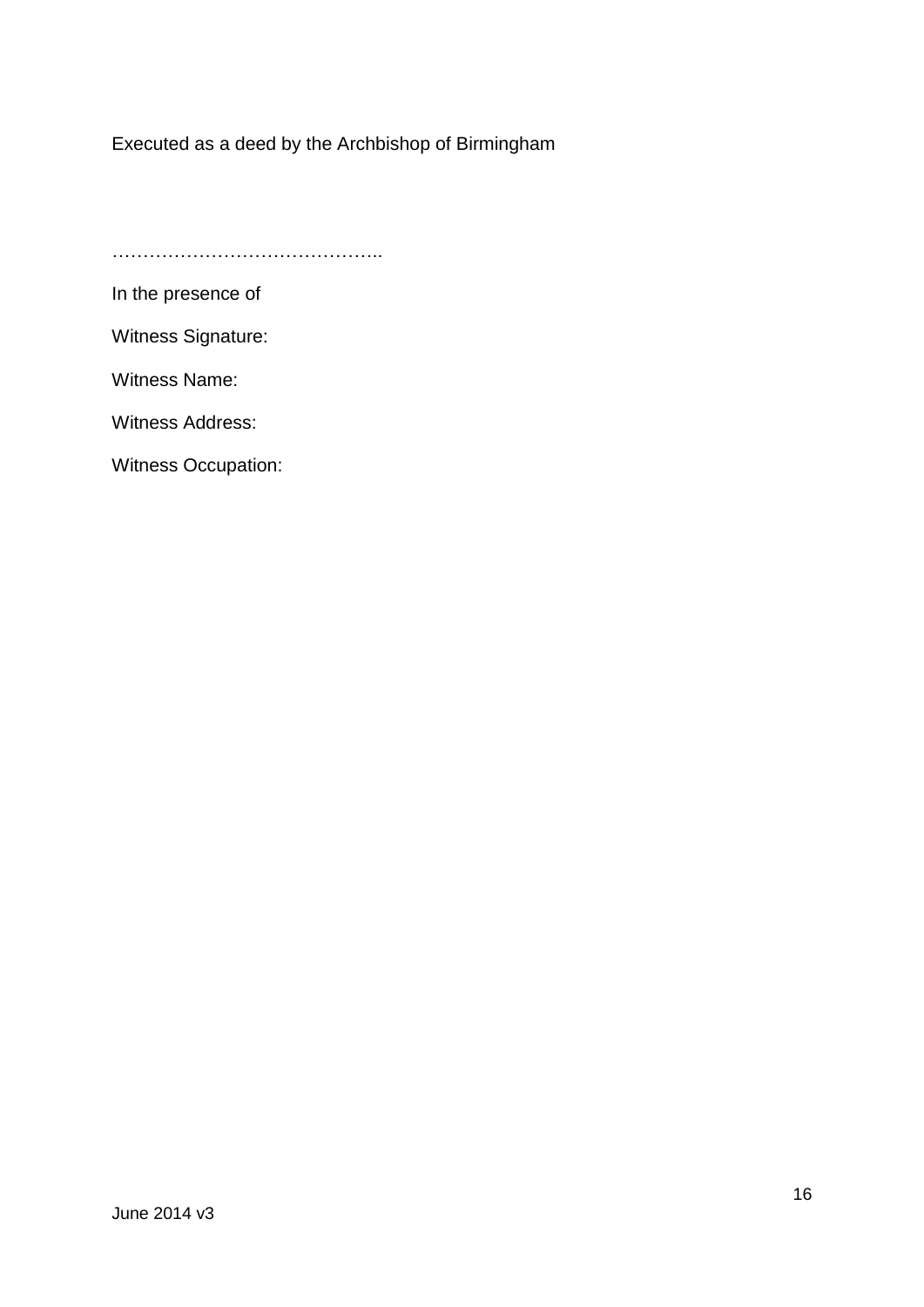Executed as a deed by the Archbishop of Birmingham

……………………………………..

In the presence of

Witness Signature:

Witness Name:

Witness Address:

Witness Occupation: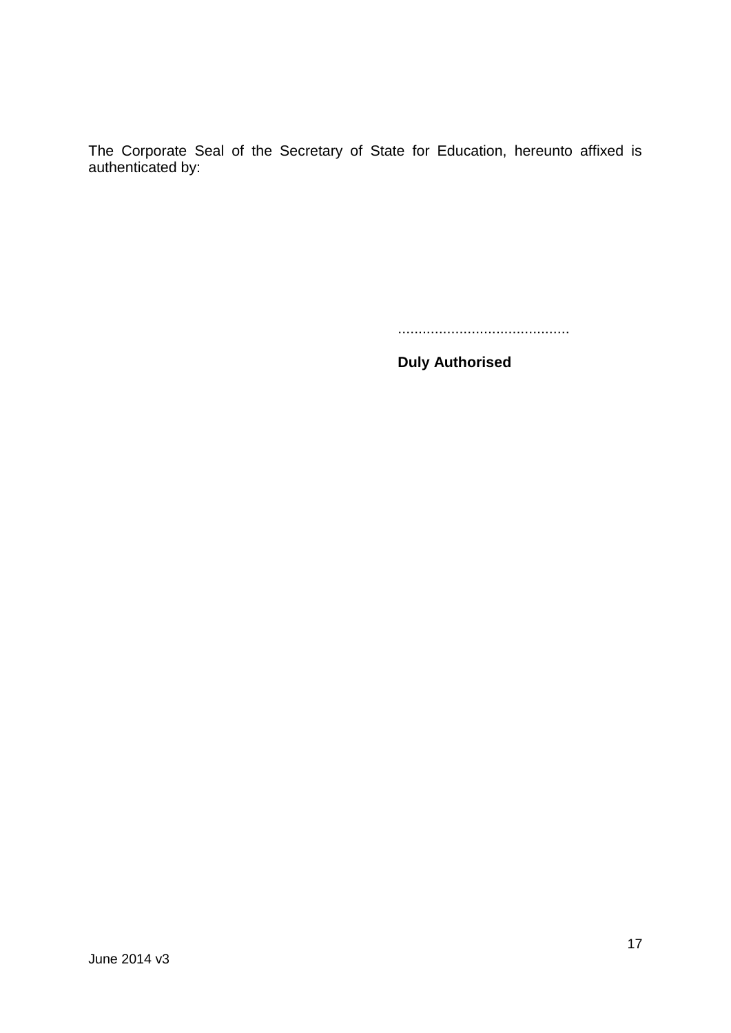The Corporate Seal of the Secretary of State for Education, hereunto affixed is authenticated by:

..........................................

**Duly Authorised**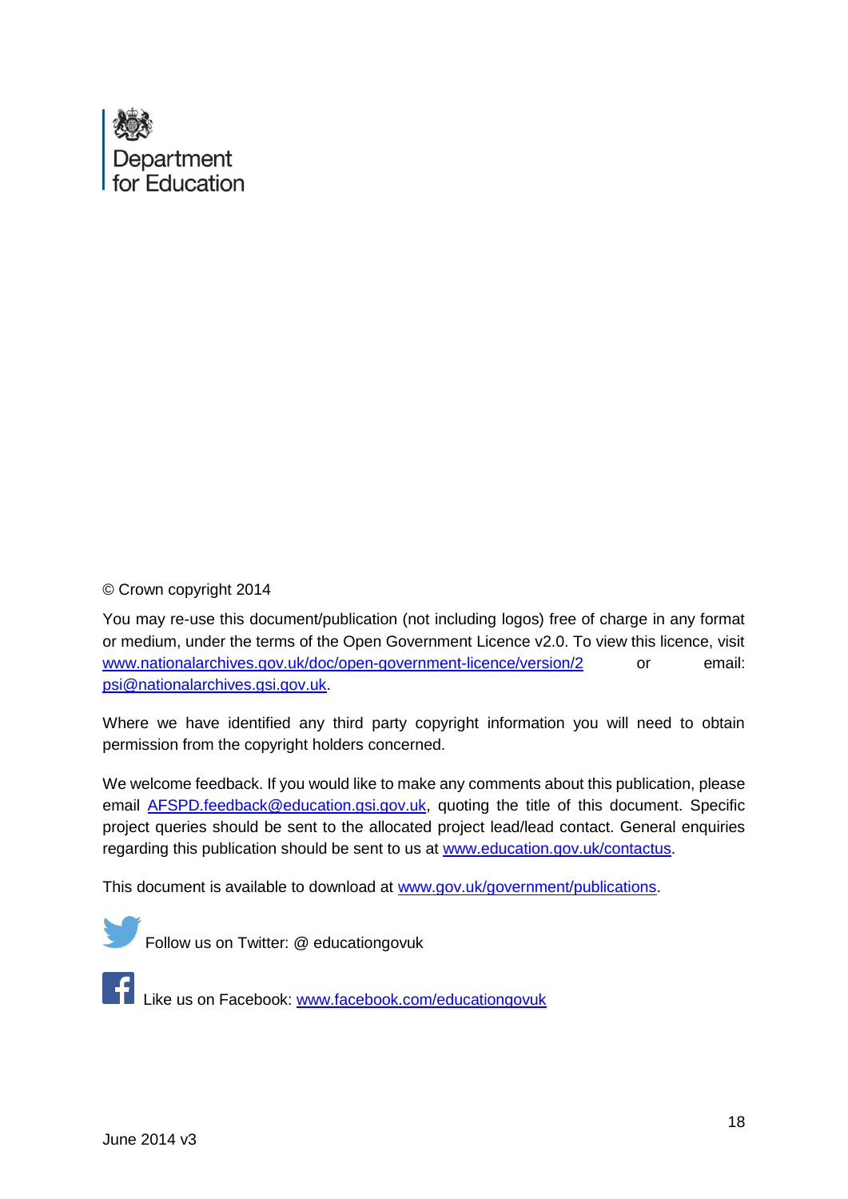Department for Education

© Crown copyright 2014

You may re-use this document/publication (not including logos) free of charge in any format or medium, under the terms of the Open Government Licence v2.0. To view this licence, visit www.nationalarchives.gov.uk/doc/open-government-licence/version/2 or email: psi@nationalarchives.gsi.gov.uk.

Where we have identified any third party copyright information you will need to obtain permission from the copyright holders concerned.

We welcome feedback. If you would like to make any comments about this publication, please email AFSPD.feedback@education.gsi.gov.uk, quoting the title of this document. Specific project queries should be sent to the allocated project lead/lead contact. General enquiries regarding this publication should be sent to us at www.education.gov.uk/contactus.

This document is available to download at www.gov.uk/government/publications.

Follow us on Twitter: @ educationgovuk

Like us on Facebook: www.facebook.com/educationgovuk

June 2014 v3